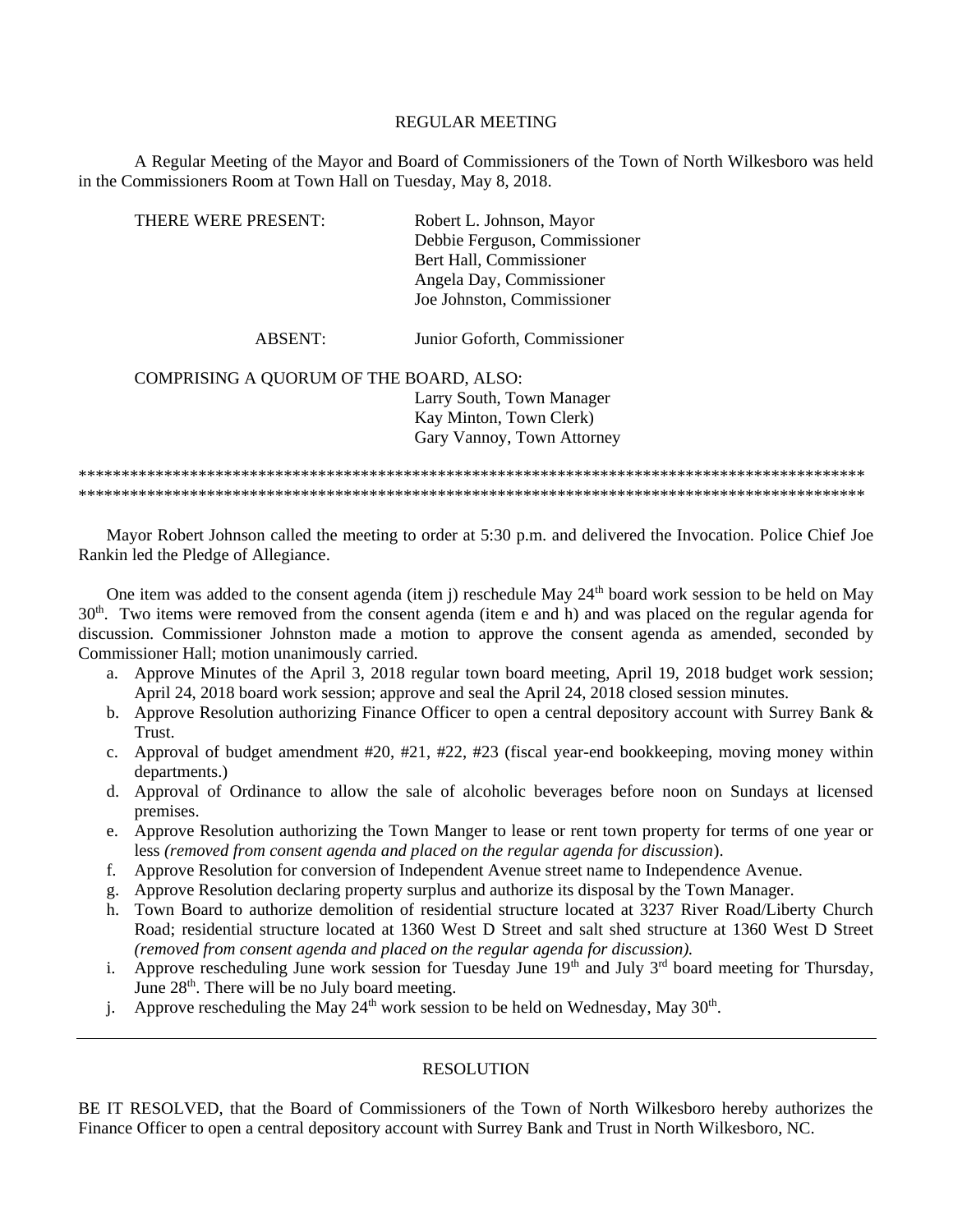## REGULAR MEETING

A Regular Meeting of the Mayor and Board of Commissioners of the Town of North Wilkesboro was held in the Commissioners Room at Town Hall on Tuesday, May 8, 2018.

THERE WERE PRESENT:
Robert L. Johnson, Mayor
Debbie Ferguson, Commissioner
Bert Hall, Commissioner
Angela Day, Commissioner
Joe Johnston, Commissioner

ABSENT:
Junior Goforth, Commissioner

COMPRISING A QUORUM OF THE BOARD, ALSO:
Larry South, Town Manager
Kay Minton, Town Clerk)
Gary Vannoy, Town Attorney

*********************************************************************************************
*********************************************************************************************

Mayor Robert Johnson called the meeting to order at 5:30 p.m. and delivered the Invocation. Police Chief Joe Rankin led the Pledge of Allegiance.

One item was added to the consent agenda (item j) reschedule May 24th board work session to be held on May 30th. Two items were removed from the consent agenda (item e and h) and was placed on the regular agenda for discussion. Commissioner Johnston made a motion to approve the consent agenda as amended, seconded by Commissioner Hall; motion unanimously carried.

a. Approve Minutes of the April 3, 2018 regular town board meeting, April 19, 2018 budget work session; April 24, 2018 board work session; approve and seal the April 24, 2018 closed session minutes.
b. Approve Resolution authorizing Finance Officer to open a central depository account with Surrey Bank & Trust.
c. Approval of budget amendment #20, #21, #22, #23 (fiscal year-end bookkeeping, moving money within departments.)
d. Approval of Ordinance to allow the sale of alcoholic beverages before noon on Sundays at licensed premises.
e. Approve Resolution authorizing the Town Manger to lease or rent town property for terms of one year or less *(removed from consent agenda and placed on the regular agenda for discussion*).
f. Approve Resolution for conversion of Independent Avenue street name to Independence Avenue.
g. Approve Resolution declaring property surplus and authorize its disposal by the Town Manager.
h. Town Board to authorize demolition of residential structure located at 3237 River Road/Liberty Church Road; residential structure located at 1360 West D Street and salt shed structure at 1360 West D Street *(removed from consent agenda and placed on the regular agenda for discussion).*
i. Approve rescheduling June work session for Tuesday June 19th and July 3rd board meeting for Thursday, June 28th. There will be no July board meeting.
j. Approve rescheduling the May 24th work session to be held on Wednesday, May 30th.

---

## RESOLUTION

BE IT RESOLVED, that the Board of Commissioners of the Town of North Wilkesboro hereby authorizes the Finance Officer to open a central depository account with Surrey Bank and Trust in North Wilkesboro, NC.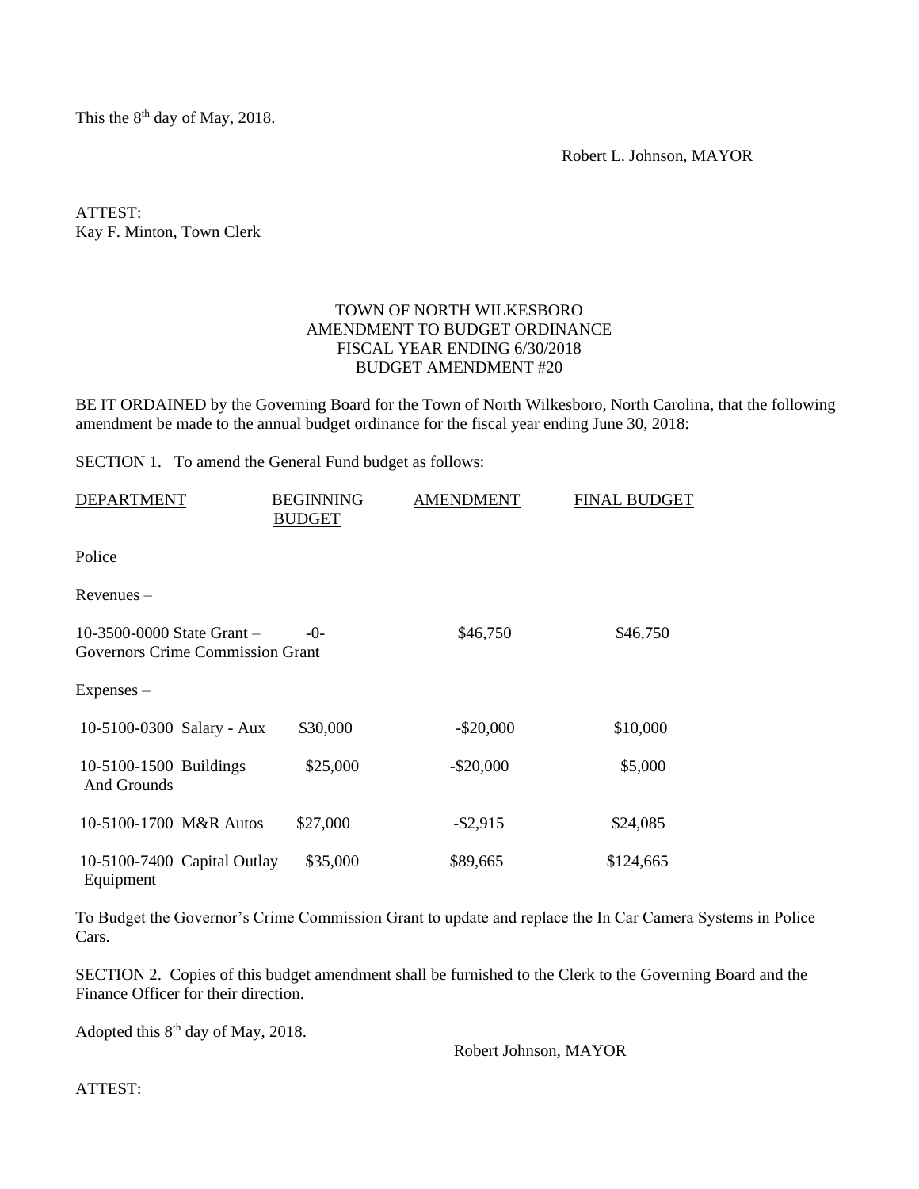This the 8th day of May, 2018.

Robert L. Johnson, MAYOR

ATTEST:
Kay F. Minton, Town Clerk

---

TOWN OF NORTH WILKESBORO
AMENDMENT TO BUDGET ORDINANCE
FISCAL YEAR ENDING 6/30/2018
BUDGET AMENDMENT #20

BE IT ORDAINED by the Governing Board for the Town of North Wilkesboro, North Carolina, that the following amendment be made to the annual budget ordinance for the fiscal year ending June 30, 2018:

SECTION 1. To amend the General Fund budget as follows:

| DEPARTMENT | BEGINNING BUDGET | AMENDMENT | FINAL BUDGET |
|---|---|---|---|
| Police | | | |
| Revenues – | | | |
| 10-3500-0000 State Grant – Governors Crime Commission Grant | -0- | $46,750 | $46,750 |
| Expenses – | | | |
| 10-5100-0300 Salary - Aux | $30,000 | -$20,000 | $10,000 |
| 10-5100-1500 Buildings And Grounds | $25,000 | -$20,000 | $5,000 |
| 10-5100-1700 M&R Autos | $27,000 | -$2,915 | $24,085 |
| 10-5100-7400 Capital Outlay Equipment | $35,000 | $89,665 | $124,665 |

To Budget the Governor's Crime Commission Grant to update and replace the In Car Camera Systems in Police Cars.

SECTION 2. Copies of this budget amendment shall be furnished to the Clerk to the Governing Board and the Finance Officer for their direction.

Adopted this 8th day of May, 2018.

Robert Johnson, MAYOR

ATTEST: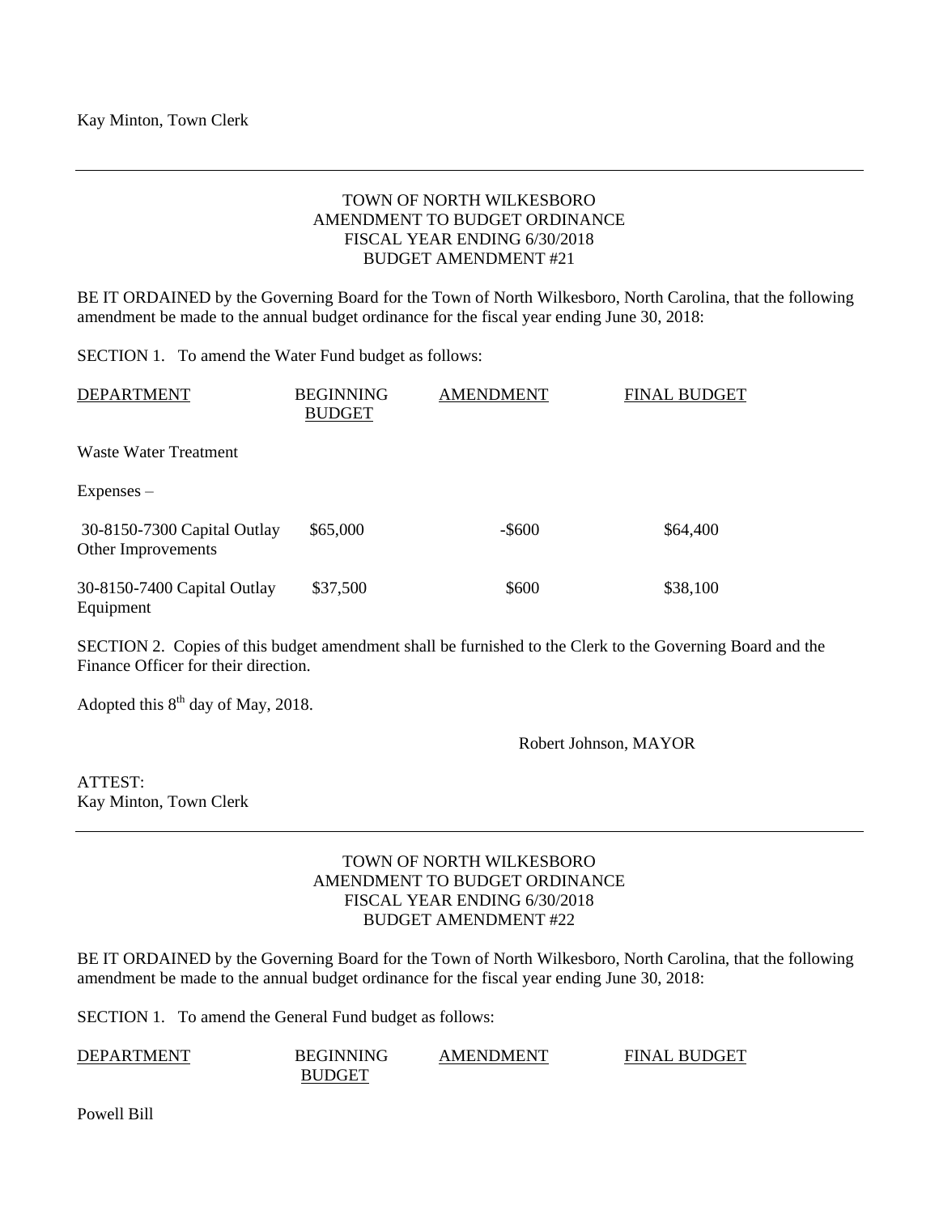Kay Minton, Town Clerk

---

TOWN OF NORTH WILKESBORO
AMENDMENT TO BUDGET ORDINANCE
FISCAL YEAR ENDING 6/30/2018
BUDGET AMENDMENT #21

BE IT ORDAINED by the Governing Board for the Town of North Wilkesboro, North Carolina, that the following amendment be made to the annual budget ordinance for the fiscal year ending June 30, 2018:

SECTION 1. To amend the Water Fund budget as follows:

| DEPARTMENT | BEGINNING BUDGET | AMENDMENT | FINAL BUDGET |
|---|---|---|---|
| Waste Water Treatment | | | |
| Expenses – | | | |
| 30-8150-7300 Capital Outlay Other Improvements | $65,000 | -$600 | $64,400 |
| 30-8150-7400 Capital Outlay Equipment | $37,500 | $600 | $38,100 |

SECTION 2. Copies of this budget amendment shall be furnished to the Clerk to the Governing Board and the Finance Officer for their direction.

Adopted this 8th day of May, 2018.

Robert Johnson, MAYOR

ATTEST:
Kay Minton, Town Clerk

---

TOWN OF NORTH WILKESBORO
AMENDMENT TO BUDGET ORDINANCE
FISCAL YEAR ENDING 6/30/2018
BUDGET AMENDMENT #22

BE IT ORDAINED by the Governing Board for the Town of North Wilkesboro, North Carolina, that the following amendment be made to the annual budget ordinance for the fiscal year ending June 30, 2018:

SECTION 1. To amend the General Fund budget as follows:

| DEPARTMENT | BEGINNING BUDGET | AMENDMENT | FINAL BUDGET |
|---|---|---|---|
| Powell Bill | | | |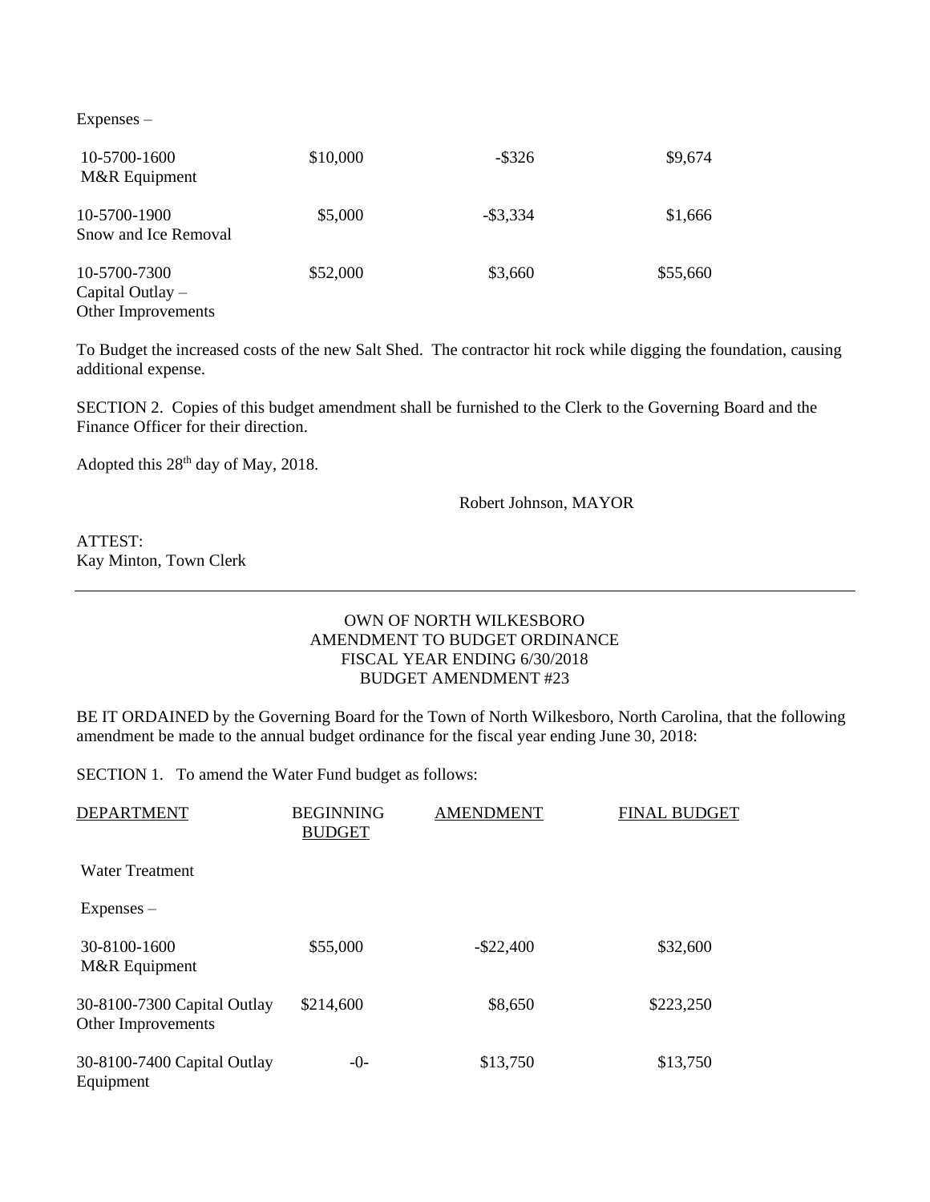Expenses –

| | | | |
|---|---|---|---|
| 10-5700-1600 M&R Equipment | $10,000 | -$326 | $9,674 |
| 10-5700-1900 Snow and Ice Removal | $5,000 | -$3,334 | $1,666 |
| 10-5700-7300 Capital Outlay – Other Improvements | $52,000 | $3,660 | $55,660 |

To Budget the increased costs of the new Salt Shed. The contractor hit rock while digging the foundation, causing additional expense.

SECTION 2. Copies of this budget amendment shall be furnished to the Clerk to the Governing Board and the Finance Officer for their direction.

Adopted this 28th day of May, 2018.

Robert Johnson, MAYOR

ATTEST:
Kay Minton, Town Clerk

---

OWN OF NORTH WILKESBORO
AMENDMENT TO BUDGET ORDINANCE
FISCAL YEAR ENDING 6/30/2018
BUDGET AMENDMENT #23

BE IT ORDAINED by the Governing Board for the Town of North Wilkesboro, North Carolina, that the following amendment be made to the annual budget ordinance for the fiscal year ending June 30, 2018:

SECTION 1. To amend the Water Fund budget as follows:

| DEPARTMENT | BEGINNING BUDGET | AMENDMENT | FINAL BUDGET |
|---|---|---|---|
| Water Treatment | | | |
| Expenses – | | | |
| 30-8100-1600 M&R Equipment | $55,000 | -$22,400 | $32,600 |
| 30-8100-7300 Capital Outlay Other Improvements | $214,600 | $8,650 | $223,250 |
| 30-8100-7400 Capital Outlay Equipment | -0- | $13,750 | $13,750 |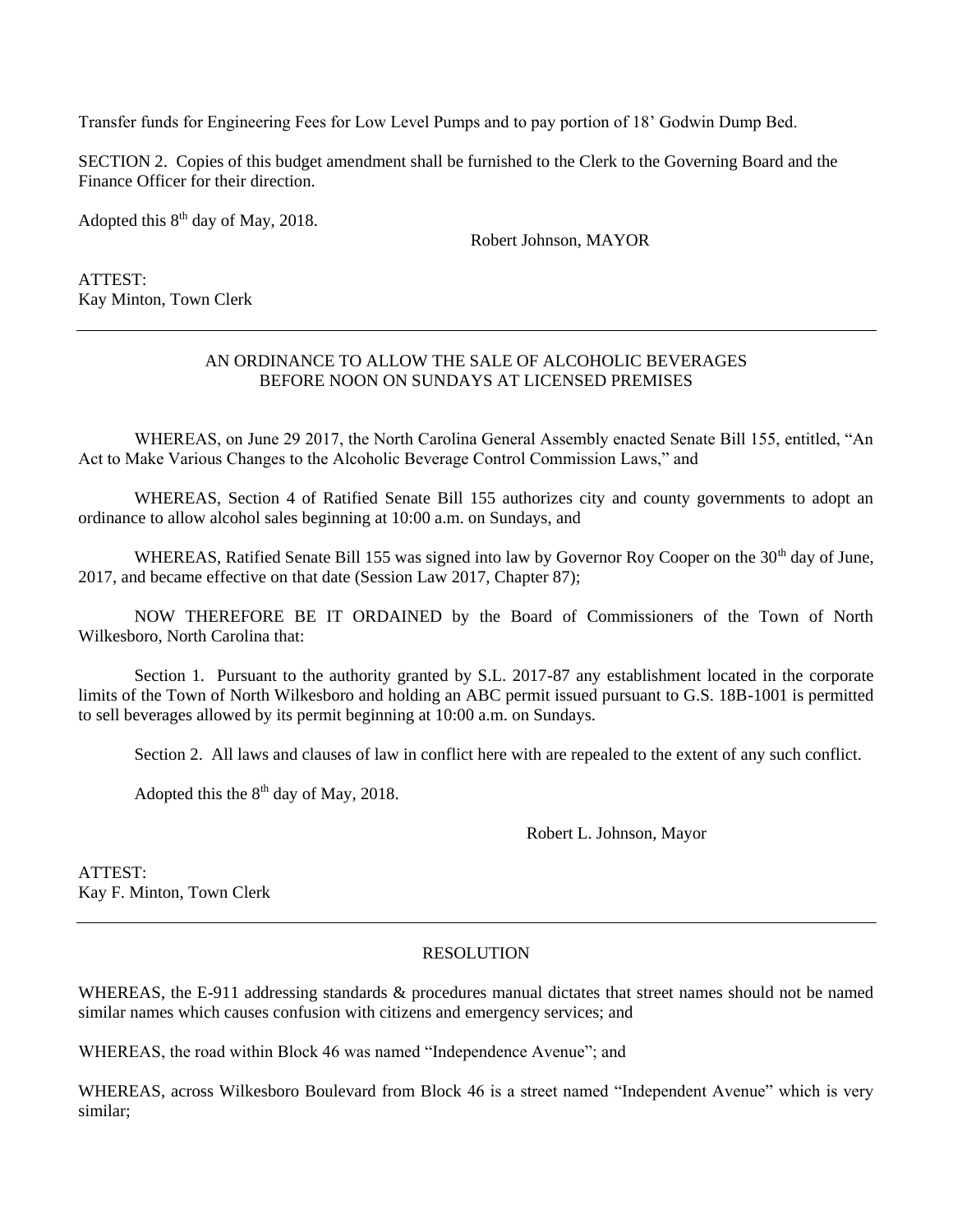Transfer funds for Engineering Fees for Low Level Pumps and to pay portion of 18' Godwin Dump Bed.

SECTION 2. Copies of this budget amendment shall be furnished to the Clerk to the Governing Board and the Finance Officer for their direction.

Adopted this 8th day of May, 2018.

Robert Johnson, MAYOR

ATTEST:
Kay Minton, Town Clerk

---

AN ORDINANCE TO ALLOW THE SALE OF ALCOHOLIC BEVERAGES BEFORE NOON ON SUNDAYS AT LICENSED PREMISES

WHEREAS, on June 29 2017, the North Carolina General Assembly enacted Senate Bill 155, entitled, "An Act to Make Various Changes to the Alcoholic Beverage Control Commission Laws," and

WHEREAS, Section 4 of Ratified Senate Bill 155 authorizes city and county governments to adopt an ordinance to allow alcohol sales beginning at 10:00 a.m. on Sundays, and

WHEREAS, Ratified Senate Bill 155 was signed into law by Governor Roy Cooper on the 30th day of June, 2017, and became effective on that date (Session Law 2017, Chapter 87);

NOW THEREFORE BE IT ORDAINED by the Board of Commissioners of the Town of North Wilkesboro, North Carolina that:

Section 1. Pursuant to the authority granted by S.L. 2017-87 any establishment located in the corporate limits of the Town of North Wilkesboro and holding an ABC permit issued pursuant to G.S. 18B-1001 is permitted to sell beverages allowed by its permit beginning at 10:00 a.m. on Sundays.

Section 2. All laws and clauses of law in conflict here with are repealed to the extent of any such conflict.

Adopted this the 8th day of May, 2018.

Robert L. Johnson, Mayor

ATTEST:
Kay F. Minton, Town Clerk

---

RESOLUTION

WHEREAS, the E-911 addressing standards & procedures manual dictates that street names should not be named similar names which causes confusion with citizens and emergency services; and

WHEREAS, the road within Block 46 was named "Independence Avenue"; and

WHEREAS, across Wilkesboro Boulevard from Block 46 is a street named "Independent Avenue" which is very similar;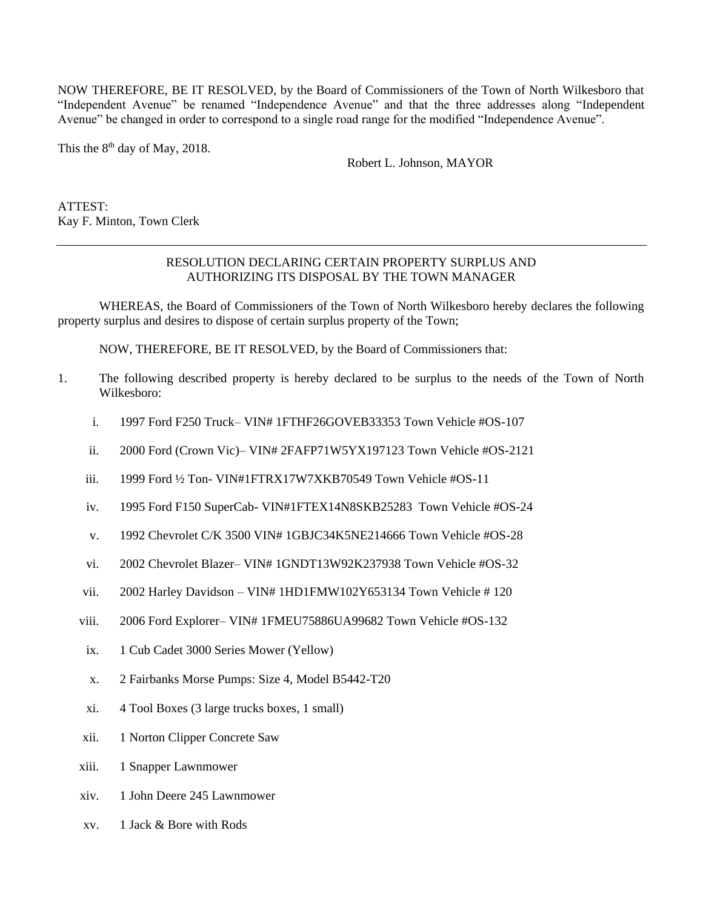NOW THEREFORE, BE IT RESOLVED, by the Board of Commissioners of the Town of North Wilkesboro that "Independent Avenue" be renamed "Independence Avenue" and that the three addresses along "Independent Avenue" be changed in order to correspond to a single road range for the modified "Independence Avenue".

This the 8th day of May, 2018.

Robert L. Johnson, MAYOR

ATTEST:
Kay F. Minton, Town Clerk

---

RESOLUTION DECLARING CERTAIN PROPERTY SURPLUS AND AUTHORIZING ITS DISPOSAL BY THE TOWN MANAGER

WHEREAS, the Board of Commissioners of the Town of North Wilkesboro hereby declares the following property surplus and desires to dispose of certain surplus property of the Town;

NOW, THEREFORE, BE IT RESOLVED, by the Board of Commissioners that:

1. The following described property is hereby declared to be surplus to the needs of the Town of North Wilkesboro:

    i. 1997 Ford F250 Truck– VIN# 1FTHF26GOVEB33353 Town Vehicle #OS-107

    ii. 2000 Ford (Crown Vic)– VIN# 2FAFP71W5YX197123 Town Vehicle #OS-2121

    iii. 1999 Ford ½ Ton- VIN#1FTRX17W7XKB70549 Town Vehicle #OS-11

    iv. 1995 Ford F150 SuperCab- VIN#1FTEX14N8SKB25283 Town Vehicle #OS-24

    v. 1992 Chevrolet C/K 3500 VIN# 1GBJC34K5NE214666 Town Vehicle #OS-28

    vi. 2002 Chevrolet Blazer– VIN# 1GNDT13W92K237938 Town Vehicle #OS-32

    vii. 2002 Harley Davidson – VIN# 1HD1FMW102Y653134 Town Vehicle # 120

    viii. 2006 Ford Explorer– VIN# 1FMEU75886UA99682 Town Vehicle #OS-132

    ix. 1 Cub Cadet 3000 Series Mower (Yellow)

    x. 2 Fairbanks Morse Pumps: Size 4, Model B5442-T20

    xi. 4 Tool Boxes (3 large trucks boxes, 1 small)

    xii. 1 Norton Clipper Concrete Saw

    xiii. 1 Snapper Lawnmower

    xiv. 1 John Deere 245 Lawnmower

    xv. 1 Jack & Bore with Rods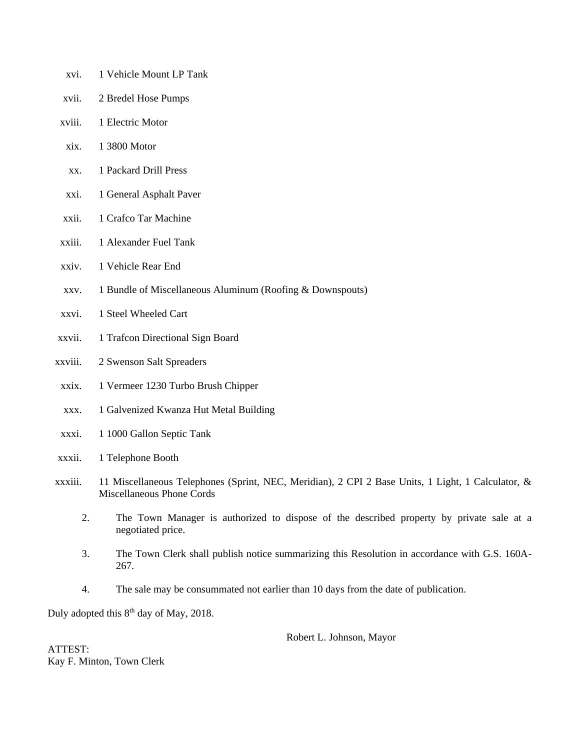xvi. 1 Vehicle Mount LP Tank

xvii. 2 Bredel Hose Pumps

xviii. 1 Electric Motor

xix. 1 3800 Motor

xx. 1 Packard Drill Press

xxi. 1 General Asphalt Paver

xxii. 1 Crafco Tar Machine

xxiii. 1 Alexander Fuel Tank

xxiv. 1 Vehicle Rear End

xxv. 1 Bundle of Miscellaneous Aluminum (Roofing & Downspouts)

xxvi. 1 Steel Wheeled Cart

xxvii. 1 Trafcon Directional Sign Board

xxviii. 2 Swenson Salt Spreaders

xxix. 1 Vermeer 1230 Turbo Brush Chipper

xxx. 1 Galvenized Kwanza Hut Metal Building

xxxi. 1 1000 Gallon Septic Tank

xxxii. 1 Telephone Booth

xxxiii. 11 Miscellaneous Telephones (Sprint, NEC, Meridian), 2 CPI 2 Base Units, 1 Light, 1 Calculator, & Miscellaneous Phone Cords

2. The Town Manager is authorized to dispose of the described property by private sale at a negotiated price.

3. The Town Clerk shall publish notice summarizing this Resolution in accordance with G.S. 160A-267.

4. The sale may be consummated not earlier than 10 days from the date of publication.

Duly adopted this 8th day of May, 2018.

Robert L. Johnson, Mayor

ATTEST:
Kay F. Minton, Town Clerk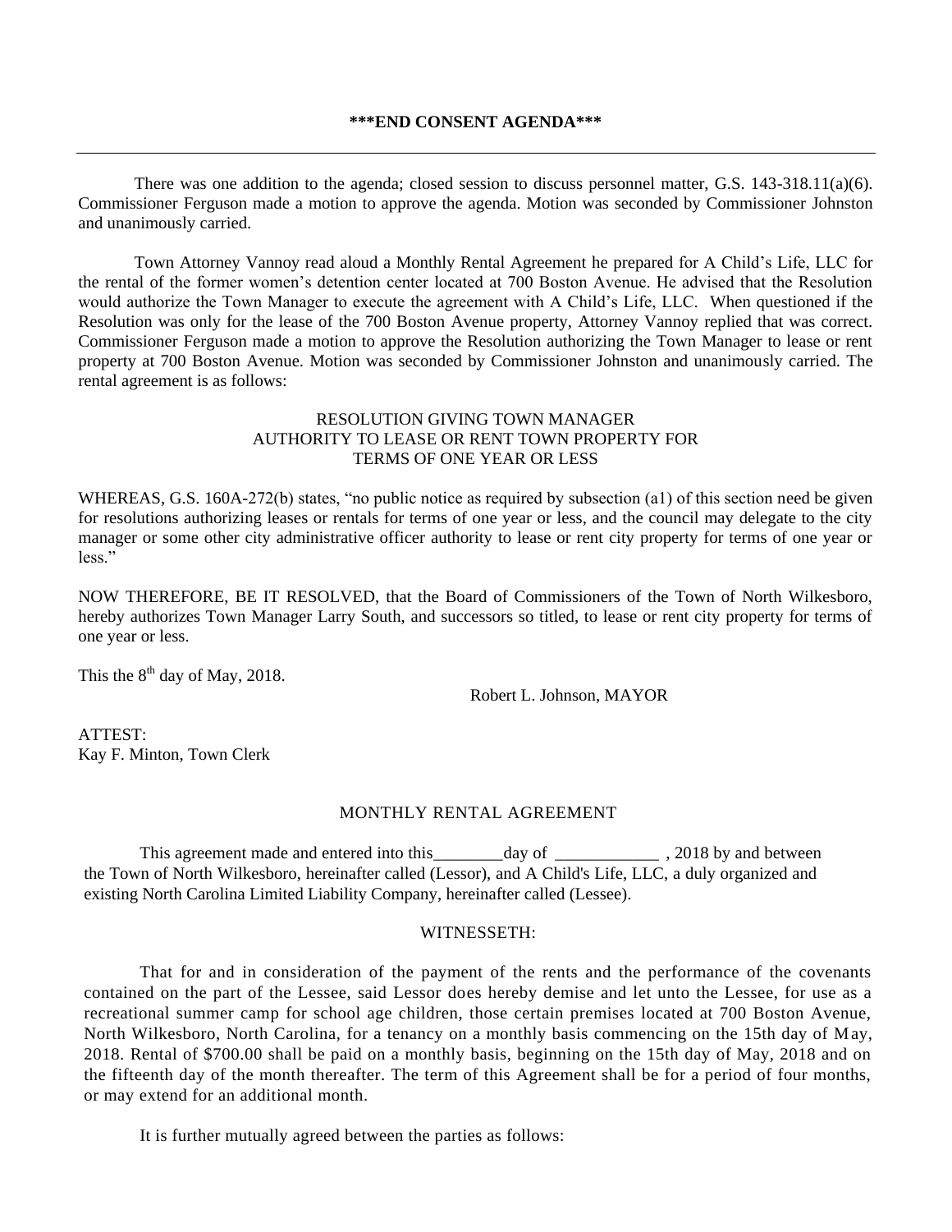**\*\*\*END CONSENT AGENDA\*\*\***

---

There was one addition to the agenda; closed session to discuss personnel matter, G.S. 143-318.11(a)(6). Commissioner Ferguson made a motion to approve the agenda. Motion was seconded by Commissioner Johnston and unanimously carried.

Town Attorney Vannoy read aloud a Monthly Rental Agreement he prepared for A Child's Life, LLC for the rental of the former women's detention center located at 700 Boston Avenue. He advised that the Resolution would authorize the Town Manager to execute the agreement with A Child's Life, LLC. When questioned if the Resolution was only for the lease of the 700 Boston Avenue property, Attorney Vannoy replied that was correct. Commissioner Ferguson made a motion to approve the Resolution authorizing the Town Manager to lease or rent property at 700 Boston Avenue. Motion was seconded by Commissioner Johnston and unanimously carried. The rental agreement is as follows:

RESOLUTION GIVING TOWN MANAGER
AUTHORITY TO LEASE OR RENT TOWN PROPERTY FOR
TERMS OF ONE YEAR OR LESS

WHEREAS, G.S. 160A-272(b) states, "no public notice as required by subsection (a1) of this section need be given for resolutions authorizing leases or rentals for terms of one year or less, and the council may delegate to the city manager or some other city administrative officer authority to lease or rent city property for terms of one year or less."

NOW THEREFORE, BE IT RESOLVED, that the Board of Commissioners of the Town of North Wilkesboro, hereby authorizes Town Manager Larry South, and successors so titled, to lease or rent city property for terms of one year or less.

This the 8th day of May, 2018.

Robert L. Johnson, MAYOR

ATTEST:
Kay F. Minton, Town Clerk

MONTHLY RENTAL AGREEMENT

This agreement made and entered into this________day of ____________ , 2018 by and between the Town of North Wilkesboro, hereinafter called (Lessor), and A Child's Life, LLC, a duly organized and existing North Carolina Limited Liability Company, hereinafter called (Lessee).

WITNESSETH:

That for and in consideration of the payment of the rents and the performance of the covenants contained on the part of the Lessee, said Lessor does hereby demise and let unto the Lessee, for use as a recreational summer camp for school age children, those certain premises located at 700 Boston Avenue, North Wilkesboro, North Carolina, for a tenancy on a monthly basis commencing on the 15th day of May, 2018. Rental of $700.00 shall be paid on a monthly basis, beginning on the 15th day of May, 2018 and on the fifteenth day of the month thereafter. The term of this Agreement shall be for a period of four months, or may extend for an additional month.

It is further mutually agreed between the parties as follows: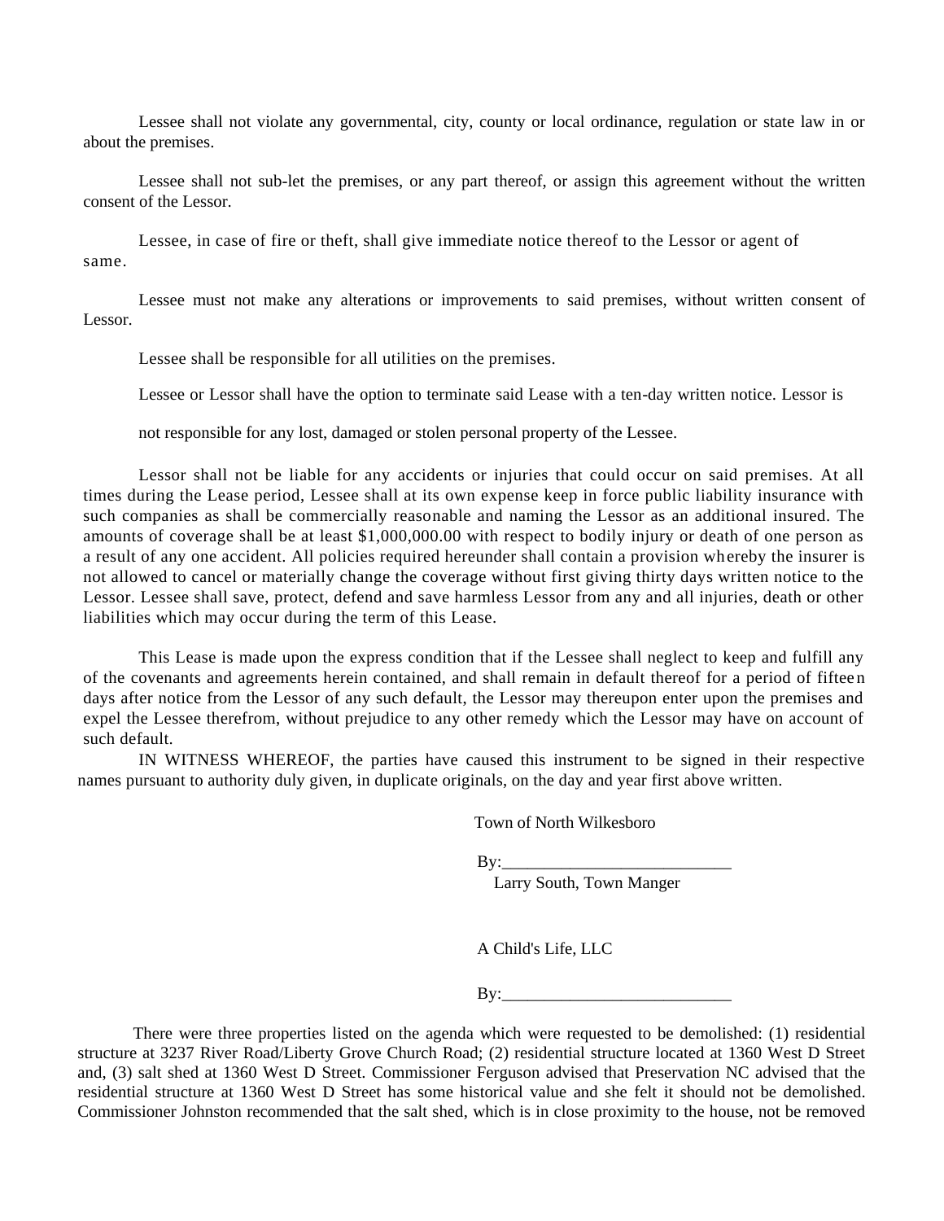Lessee shall not violate any governmental, city, county or local ordinance, regulation or state law in or about the premises.

Lessee shall not sub-let the premises, or any part thereof, or assign this agreement without the written consent of the Lessor.

Lessee, in case of fire or theft, shall give immediate notice thereof to the Lessor or agent of same.

Lessee must not make any alterations or improvements to said premises, without written consent of Lessor.

Lessee shall be responsible for all utilities on the premises.

Lessee or Lessor shall have the option to terminate said Lease with a ten-day written notice. Lessor is

not responsible for any lost, damaged or stolen personal property of the Lessee.

Lessor shall not be liable for any accidents or injuries that could occur on said premises. At all times during the Lease period, Lessee shall at its own expense keep in force public liability insurance with such companies as shall be commercially reasonable and naming the Lessor as an additional insured. The amounts of coverage shall be at least $1,000,000.00 with respect to bodily injury or death of one person as a result of any one accident. All policies required hereunder shall contain a provision whereby the insurer is not allowed to cancel or materially change the coverage without first giving thirty days written notice to the Lessor. Lessee shall save, protect, defend and save harmless Lessor from any and all injuries, death or other liabilities which may occur during the term of this Lease.

This Lease is made upon the express condition that if the Lessee shall neglect to keep and fulfill any of the covenants and agreements herein contained, and shall remain in default thereof for a period of fifteen days after notice from the Lessor of any such default, the Lessor may thereupon enter upon the premises and expel the Lessee therefrom, without prejudice to any other remedy which the Lessor may have on account of such default.

IN WITNESS WHEREOF, the parties have caused this instrument to be signed in their respective names pursuant to authority duly given, in duplicate originals, on the day and year first above written.

Town of North Wilkesboro

By:___________________________
Larry South, Town Manger

A Child's Life, LLC

By:___________________________

There were three properties listed on the agenda which were requested to be demolished: (1) residential structure at 3237 River Road/Liberty Grove Church Road; (2) residential structure located at 1360 West D Street and, (3) salt shed at 1360 West D Street. Commissioner Ferguson advised that Preservation NC advised that the residential structure at 1360 West D Street has some historical value and she felt it should not be demolished. Commissioner Johnston recommended that the salt shed, which is in close proximity to the house, not be removed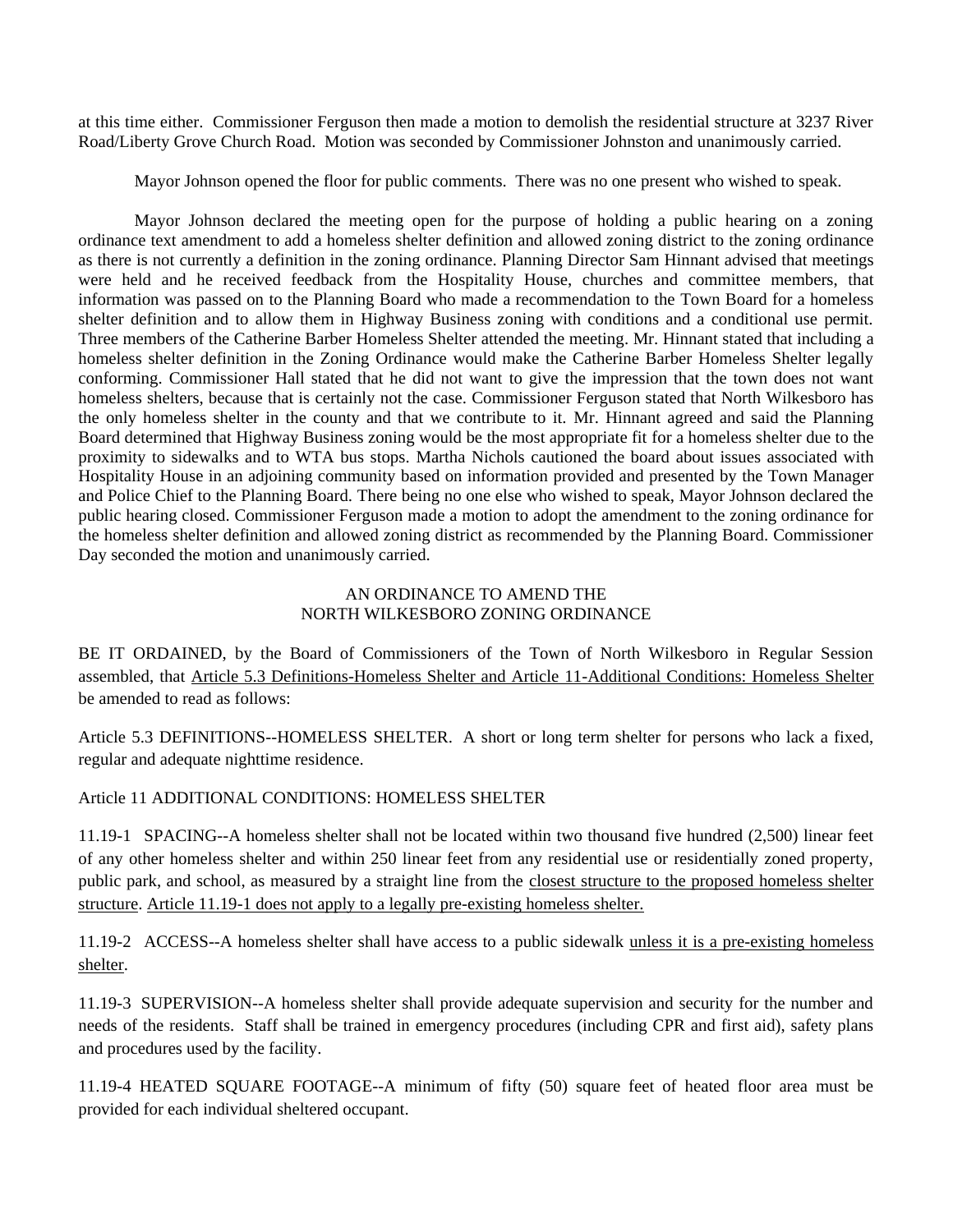at this time either. Commissioner Ferguson then made a motion to demolish the residential structure at 3237 River Road/Liberty Grove Church Road. Motion was seconded by Commissioner Johnston and unanimously carried.

Mayor Johnson opened the floor for public comments. There was no one present who wished to speak.

Mayor Johnson declared the meeting open for the purpose of holding a public hearing on a zoning ordinance text amendment to add a homeless shelter definition and allowed zoning district to the zoning ordinance as there is not currently a definition in the zoning ordinance. Planning Director Sam Hinnant advised that meetings were held and he received feedback from the Hospitality House, churches and committee members, that information was passed on to the Planning Board who made a recommendation to the Town Board for a homeless shelter definition and to allow them in Highway Business zoning with conditions and a conditional use permit. Three members of the Catherine Barber Homeless Shelter attended the meeting. Mr. Hinnant stated that including a homeless shelter definition in the Zoning Ordinance would make the Catherine Barber Homeless Shelter legally conforming. Commissioner Hall stated that he did not want to give the impression that the town does not want homeless shelters, because that is certainly not the case. Commissioner Ferguson stated that North Wilkesboro has the only homeless shelter in the county and that we contribute to it. Mr. Hinnant agreed and said the Planning Board determined that Highway Business zoning would be the most appropriate fit for a homeless shelter due to the proximity to sidewalks and to WTA bus stops. Martha Nichols cautioned the board about issues associated with Hospitality House in an adjoining community based on information provided and presented by the Town Manager and Police Chief to the Planning Board. There being no one else who wished to speak, Mayor Johnson declared the public hearing closed. Commissioner Ferguson made a motion to adopt the amendment to the zoning ordinance for the homeless shelter definition and allowed zoning district as recommended by the Planning Board. Commissioner Day seconded the motion and unanimously carried.

AN ORDINANCE TO AMEND THE
NORTH WILKESBORO ZONING ORDINANCE

BE IT ORDAINED, by the Board of Commissioners of the Town of North Wilkesboro in Regular Session assembled, that <u>Article 5.3 Definitions-Homeless Shelter and Article 11-Additional Conditions: Homeless Shelter</u> be amended to read as follows:

Article 5.3 DEFINITIONS--HOMELESS SHELTER. A short or long term shelter for persons who lack a fixed, regular and adequate nighttime residence.

Article 11 ADDITIONAL CONDITIONS: HOMELESS SHELTER

11.19-1 SPACING--A homeless shelter shall not be located within two thousand five hundred (2,500) linear feet of any other homeless shelter and within 250 linear feet from any residential use or residentially zoned property, public park, and school, as measured by a straight line from the <u>closest structure to the proposed homeless shelter structure</u>. <u>Article 11.19-1 does not apply to a legally pre-existing homeless shelter.</u>

11.19-2 ACCESS--A homeless shelter shall have access to a public sidewalk <u>unless it is a pre-existing homeless shelter</u>.

11.19-3 SUPERVISION--A homeless shelter shall provide adequate supervision and security for the number and needs of the residents. Staff shall be trained in emergency procedures (including CPR and first aid), safety plans and procedures used by the facility.

11.19-4 HEATED SQUARE FOOTAGE--A minimum of fifty (50) square feet of heated floor area must be provided for each individual sheltered occupant.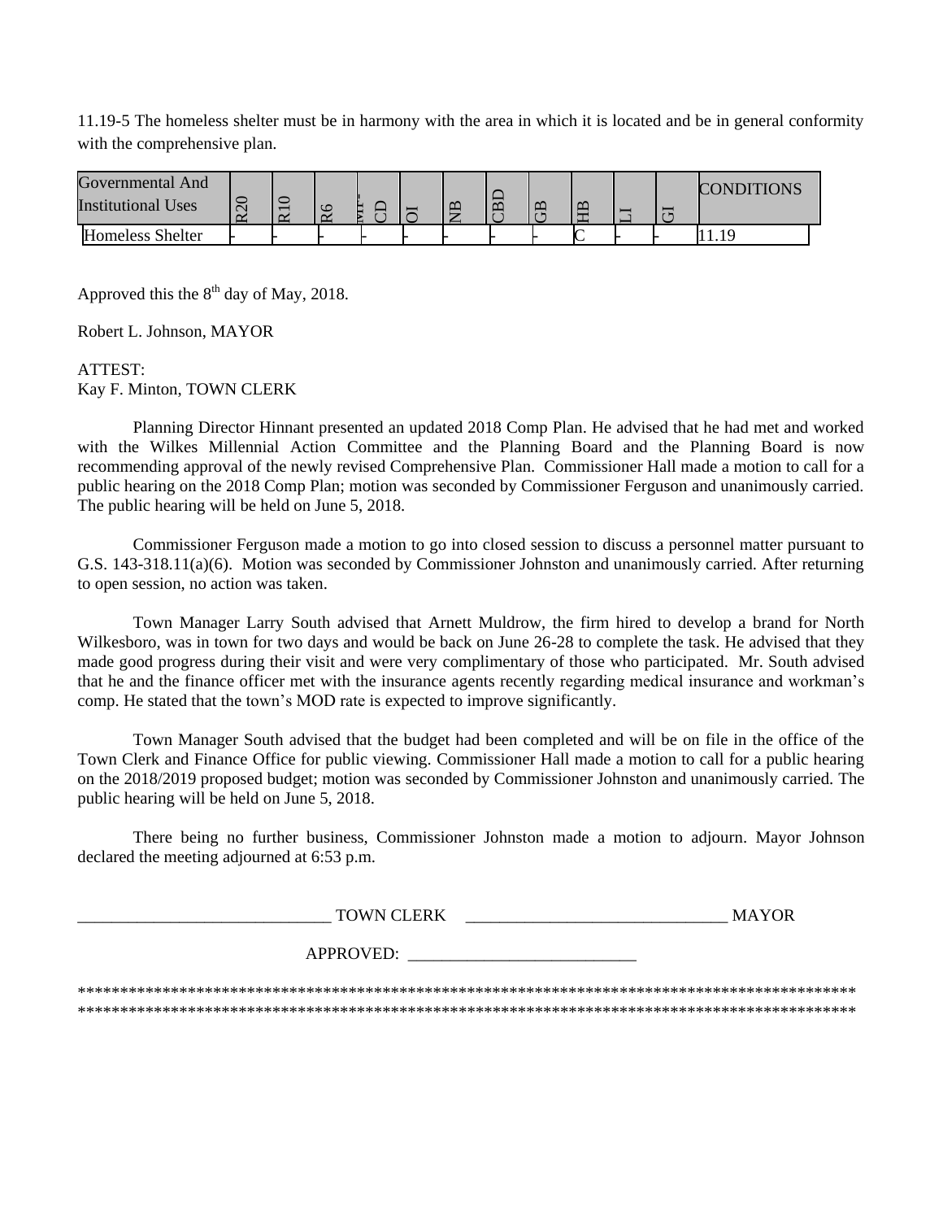11.19-5 The homeless shelter must be in harmony with the area in which it is located and be in general conformity with the comprehensive plan.

| Governmental And Institutional Uses | R20 | R10 | R6 | MF-CD | OI | NB | CBD | GB | HB | LI | GI | CONDITIONS |
|---|---|---|---|---|---|---|---|---|---|---|---|---|
| Homeless Shelter | - | - | - | - | - | - | - | - | C | - | - | 11.19 |

Approved this the 8th day of May, 2018.

Robert L. Johnson, MAYOR

ATTEST:
Kay F. Minton, TOWN CLERK

Planning Director Hinnant presented an updated 2018 Comp Plan. He advised that he had met and worked with the Wilkes Millennial Action Committee and the Planning Board and the Planning Board is now recommending approval of the newly revised Comprehensive Plan. Commissioner Hall made a motion to call for a public hearing on the 2018 Comp Plan; motion was seconded by Commissioner Ferguson and unanimously carried. The public hearing will be held on June 5, 2018.

Commissioner Ferguson made a motion to go into closed session to discuss a personnel matter pursuant to G.S. 143-318.11(a)(6). Motion was seconded by Commissioner Johnston and unanimously carried. After returning to open session, no action was taken.

Town Manager Larry South advised that Arnett Muldrow, the firm hired to develop a brand for North Wilkesboro, was in town for two days and would be back on June 26-28 to complete the task. He advised that they made good progress during their visit and were very complimentary of those who participated. Mr. South advised that he and the finance officer met with the insurance agents recently regarding medical insurance and workman's comp. He stated that the town's MOD rate is expected to improve significantly.

Town Manager South advised that the budget had been completed and will be on file in the office of the Town Clerk and Finance Office for public viewing. Commissioner Hall made a motion to call for a public hearing on the 2018/2019 proposed budget; motion was seconded by Commissioner Johnston and unanimously carried. The public hearing will be held on June 5, 2018.

There being no further business, Commissioner Johnston made a motion to adjourn. Mayor Johnson declared the meeting adjourned at 6:53 p.m.

______________________________ TOWN CLERK ______________________________ MAYOR

APPROVED: ___________________________

**************************************************************************************************
**************************************************************************************************